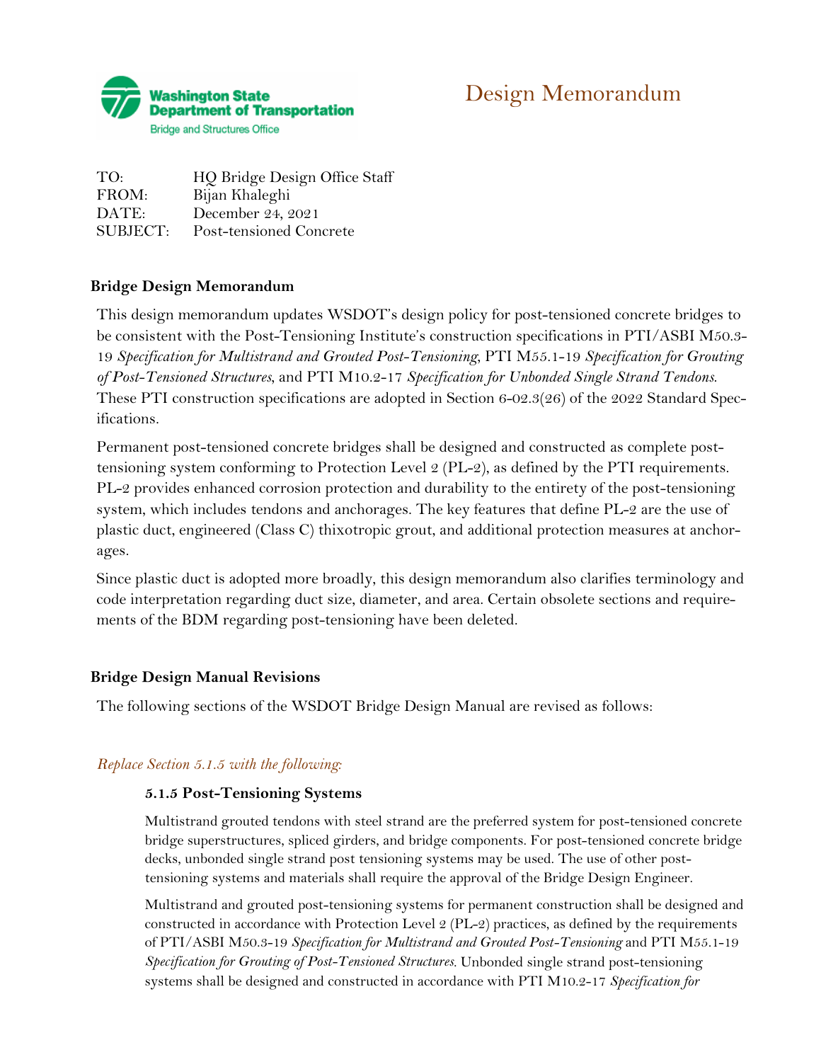Washington State Department of Transportation
Bridge and Structures Office

# Design Memorandum

TO: HQ Bridge Design Office Staff
FROM: Bijan Khaleghi
DATE: December 24, 2021
SUBJECT: Post-tensioned Concrete

## Bridge Design Memorandum

This design memorandum updates WSDOT's design policy for post-tensioned concrete bridges to be consistent with the Post-Tensioning Institute's construction specifications in PTI/ASBI M50.3-19 *Specification for Multistrand and Grouted Post-Tensioning*, PTI M55.1-19 *Specification for Grouting of Post-Tensioned Structures*, and PTI M10.2-17 *Specification for Unbonded Single Strand Tendons*. These PTI construction specifications are adopted in Section 6-02.3(26) of the 2022 Standard Specifications.

Permanent post-tensioned concrete bridges shall be designed and constructed as complete post-tensioning system conforming to Protection Level 2 (PL-2), as defined by the PTI requirements. PL-2 provides enhanced corrosion protection and durability to the entirety of the post-tensioning system, which includes tendons and anchorages. The key features that define PL-2 are the use of plastic duct, engineered (Class C) thixotropic grout, and additional protection measures at anchorages.

Since plastic duct is adopted more broadly, this design memorandum also clarifies terminology and code interpretation regarding duct size, diameter, and area. Certain obsolete sections and requirements of the BDM regarding post-tensioning have been deleted.

## Bridge Design Manual Revisions

The following sections of the WSDOT Bridge Design Manual are revised as follows:

*Replace Section 5.1.5 with the following:*

### 5.1.5 Post-Tensioning Systems

Multistrand grouted tendons with steel strand are the preferred system for post-tensioned concrete bridge superstructures, spliced girders, and bridge components. For post-tensioned concrete bridge decks, unbonded single strand post tensioning systems may be used. The use of other post-tensioning systems and materials shall require the approval of the Bridge Design Engineer.

Multistrand and grouted post-tensioning systems for permanent construction shall be designed and constructed in accordance with Protection Level 2 (PL-2) practices, as defined by the requirements of PTI/ASBI M50.3-19 *Specification for Multistrand and Grouted Post-Tensioning* and PTI M55.1-19 *Specification for Grouting of Post-Tensioned Structures*. Unbonded single strand post-tensioning systems shall be designed and constructed in accordance with PTI M10.2-17 *Specification for*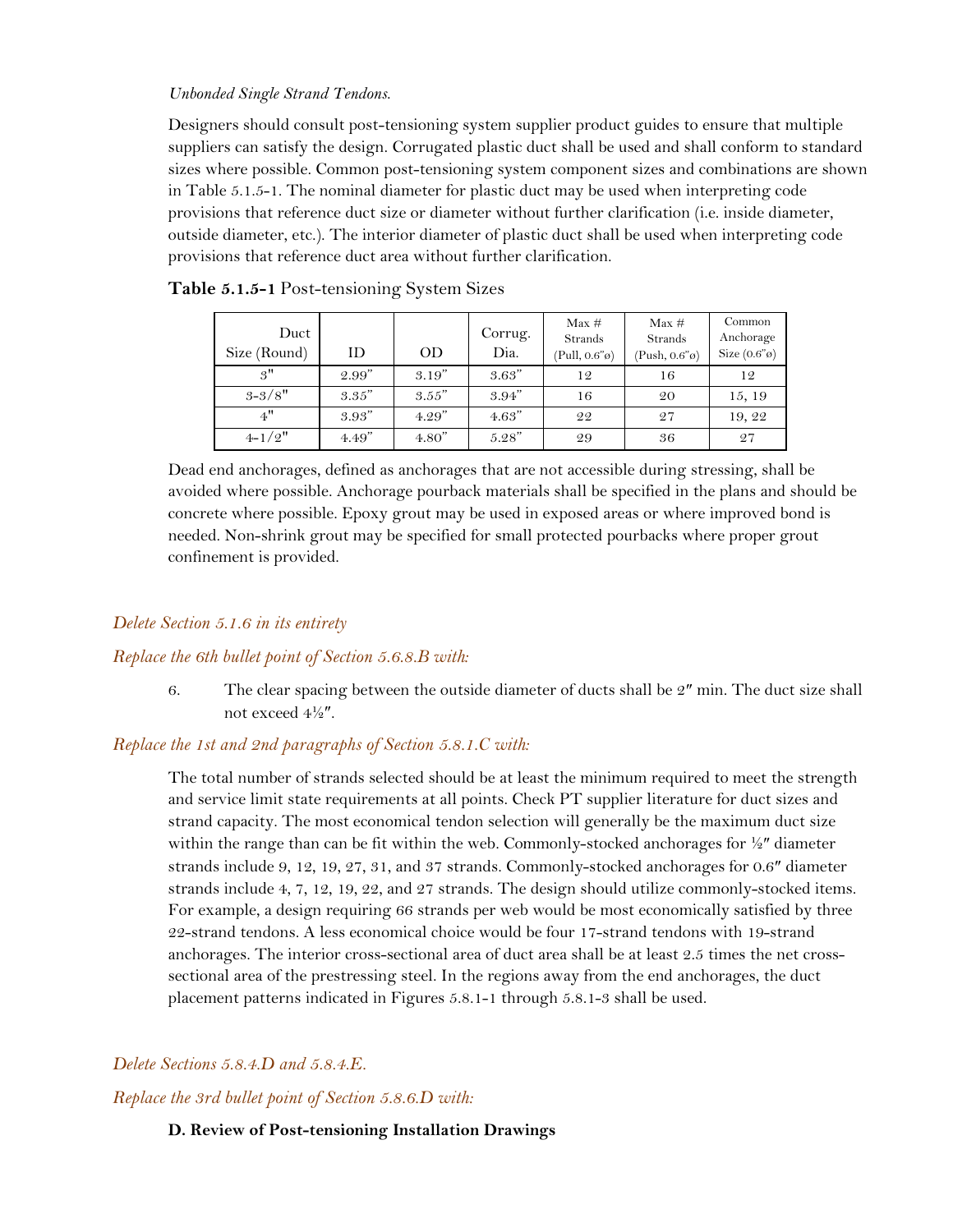*Unbonded Single Strand Tendons.*

Designers should consult post-tensioning system supplier product guides to ensure that multiple suppliers can satisfy the design. Corrugated plastic duct shall be used and shall conform to standard sizes where possible. Common post-tensioning system component sizes and combinations are shown in Table 5.1.5-1. The nominal diameter for plastic duct may be used when interpreting code provisions that reference duct size or diameter without further clarification (i.e. inside diameter, outside diameter, etc.). The interior diameter of plastic duct shall be used when interpreting code provisions that reference duct area without further clarification.

**Table 5.1.5-1** Post-tensioning System Sizes

| Duct Size (Round) | ID | OD | Corrug. Dia. | Max # Strands (Pull, 0.6"ø) | Max # Strands (Push, 0.6"ø) | Common Anchorage Size (0.6"ø) |
|---|---|---|---|---|---|---|
| 3" | 2.99" | 3.19" | 3.63" | 12 | 16 | 12 |
| 3-3/8" | 3.35" | 3.55" | 3.94" | 16 | 20 | 15, 19 |
| 4" | 3.93" | 4.29" | 4.63" | 22 | 27 | 19, 22 |
| 4-1/2" | 4.49" | 4.80" | 5.28" | 29 | 36 | 27 |

Dead end anchorages, defined as anchorages that are not accessible during stressing, shall be avoided where possible. Anchorage pourback materials shall be specified in the plans and should be concrete where possible. Epoxy grout may be used in exposed areas or where improved bond is needed. Non-shrink grout may be specified for small protected pourbacks where proper grout confinement is provided.

*Delete Section 5.1.6 in its entirety*

*Replace the 6th bullet point of Section 5.6.8.B with:*

6. The clear spacing between the outside diameter of ducts shall be 2″ min. The duct size shall not exceed 4½″.

*Replace the 1st and 2nd paragraphs of Section 5.8.1.C with:*

The total number of strands selected should be at least the minimum required to meet the strength and service limit state requirements at all points. Check PT supplier literature for duct sizes and strand capacity. The most economical tendon selection will generally be the maximum duct size within the range than can be fit within the web. Commonly-stocked anchorages for ½″ diameter strands include 9, 12, 19, 27, 31, and 37 strands. Commonly-stocked anchorages for 0.6″ diameter strands include 4, 7, 12, 19, 22, and 27 strands. The design should utilize commonly-stocked items. For example, a design requiring 66 strands per web would be most economically satisfied by three 22-strand tendons. A less economical choice would be four 17-strand tendons with 19-strand anchorages. The interior cross-sectional area of duct area shall be at least 2.5 times the net cross-sectional area of the prestressing steel. In the regions away from the end anchorages, the duct placement patterns indicated in Figures 5.8.1-1 through 5.8.1-3 shall be used.

*Delete Sections 5.8.4.D and 5.8.4.E.*

*Replace the 3rd bullet point of Section 5.8.6.D with:*

**D. Review of Post-tensioning Installation Drawings**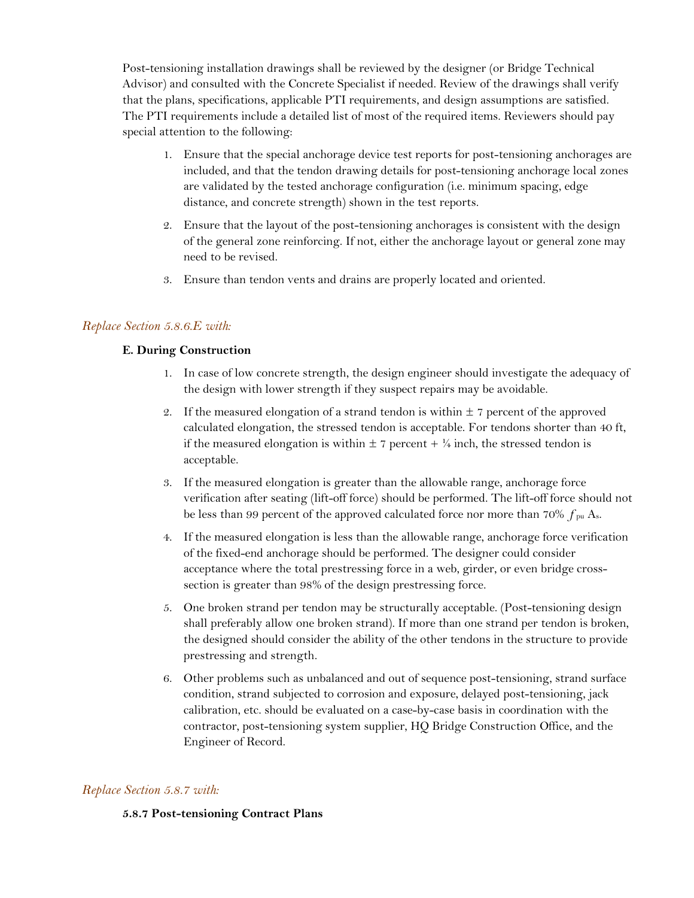Post-tensioning installation drawings shall be reviewed by the designer (or Bridge Technical Advisor) and consulted with the Concrete Specialist if needed. Review of the drawings shall verify that the plans, specifications, applicable PTI requirements, and design assumptions are satisfied. The PTI requirements include a detailed list of most of the required items. Reviewers should pay special attention to the following:

1. Ensure that the special anchorage device test reports for post-tensioning anchorages are included, and that the tendon drawing details for post-tensioning anchorage local zones are validated by the tested anchorage configuration (i.e. minimum spacing, edge distance, and concrete strength) shown in the test reports.
2. Ensure that the layout of the post-tensioning anchorages is consistent with the design of the general zone reinforcing. If not, either the anchorage layout or general zone may need to be revised.
3. Ensure than tendon vents and drains are properly located and oriented.

*Replace Section 5.8.6.E with:*

**E. During Construction**

1. In case of low concrete strength, the design engineer should investigate the adequacy of the design with lower strength if they suspect repairs may be avoidable.
2. If the measured elongation of a strand tendon is within ± 7 percent of the approved calculated elongation, the stressed tendon is acceptable. For tendons shorter than 40 ft, if the measured elongation is within ± 7 percent + ¼ inch, the stressed tendon is acceptable.
3. If the measured elongation is greater than the allowable range, anchorage force verification after seating (lift-off force) should be performed. The lift-off force should not be less than 99 percent of the approved calculated force nor more than 70% $f_{pu}$ $A_s$.
4. If the measured elongation is less than the allowable range, anchorage force verification of the fixed-end anchorage should be performed. The designer could consider acceptance where the total prestressing force in a web, girder, or even bridge cross-section is greater than 98% of the design prestressing force.
5. One broken strand per tendon may be structurally acceptable. (Post-tensioning design shall preferably allow one broken strand). If more than one strand per tendon is broken, the designed should consider the ability of the other tendons in the structure to provide prestressing and strength.
6. Other problems such as unbalanced and out of sequence post-tensioning, strand surface condition, strand subjected to corrosion and exposure, delayed post-tensioning, jack calibration, etc. should be evaluated on a case-by-case basis in coordination with the contractor, post-tensioning system supplier, HQ Bridge Construction Office, and the Engineer of Record.

*Replace Section 5.8.7 with:*

**5.8.7 Post-tensioning Contract Plans**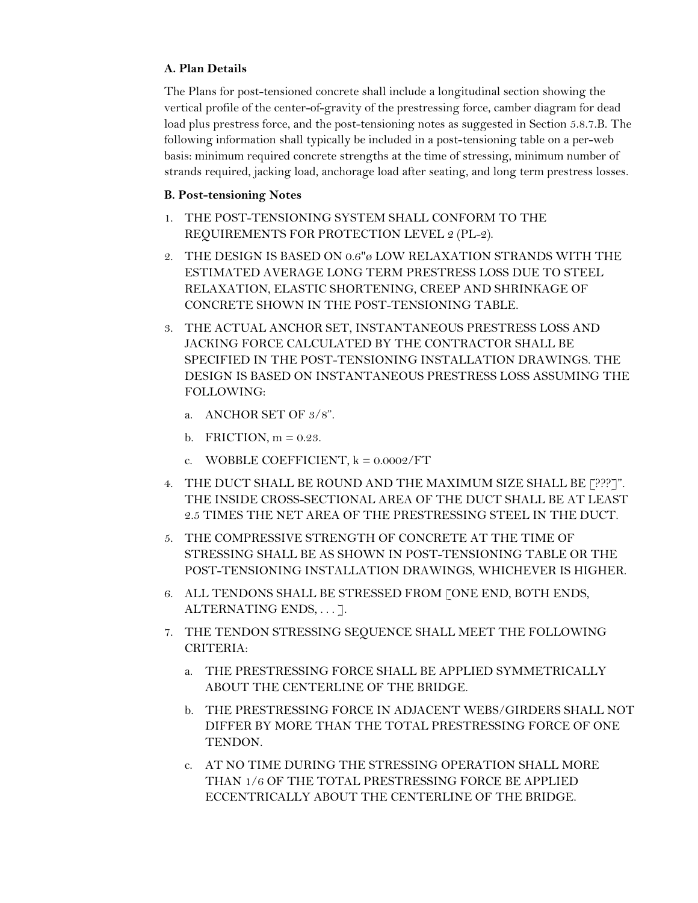**A. Plan Details**

The Plans for post-tensioned concrete shall include a longitudinal section showing the vertical profile of the center-of-gravity of the prestressing force, camber diagram for dead load plus prestress force, and the post-tensioning notes as suggested in Section 5.8.7.B. The following information shall typically be included in a post-tensioning table on a per-web basis: minimum required concrete strengths at the time of stressing, minimum number of strands required, jacking load, anchorage load after seating, and long term prestress losses.

**B. Post-tensioning Notes**

1. THE POST-TENSIONING SYSTEM SHALL CONFORM TO THE REQUIREMENTS FOR PROTECTION LEVEL 2 (PL-2).
2. THE DESIGN IS BASED ON 0.6"ø LOW RELAXATION STRANDS WITH THE ESTIMATED AVERAGE LONG TERM PRESTRESS LOSS DUE TO STEEL RELAXATION, ELASTIC SHORTENING, CREEP AND SHRINKAGE OF CONCRETE SHOWN IN THE POST-TENSIONING TABLE.
3. THE ACTUAL ANCHOR SET, INSTANTANEOUS PRESTRESS LOSS AND JACKING FORCE CALCULATED BY THE CONTRACTOR SHALL BE SPECIFIED IN THE POST-TENSIONING INSTALLATION DRAWINGS. THE DESIGN IS BASED ON INSTANTANEOUS PRESTRESS LOSS ASSUMING THE FOLLOWING:
   a. ANCHOR SET OF 3/8".
   b. FRICTION, m = 0.23.
   c. WOBBLE COEFFICIENT, k = 0.0002/FT
4. THE DUCT SHALL BE ROUND AND THE MAXIMUM SIZE SHALL BE [???]". THE INSIDE CROSS-SECTIONAL AREA OF THE DUCT SHALL BE AT LEAST 2.5 TIMES THE NET AREA OF THE PRESTRESSING STEEL IN THE DUCT.
5. THE COMPRESSIVE STRENGTH OF CONCRETE AT THE TIME OF STRESSING SHALL BE AS SHOWN IN POST-TENSIONING TABLE OR THE POST-TENSIONING INSTALLATION DRAWINGS, WHICHEVER IS HIGHER.
6. ALL TENDONS SHALL BE STRESSED FROM [ONE END, BOTH ENDS, ALTERNATING ENDS, . . . ].
7. THE TENDON STRESSING SEQUENCE SHALL MEET THE FOLLOWING CRITERIA:
   a. THE PRESTRESSING FORCE SHALL BE APPLIED SYMMETRICALLY ABOUT THE CENTERLINE OF THE BRIDGE.
   b. THE PRESTRESSING FORCE IN ADJACENT WEBS/GIRDERS SHALL NOT DIFFER BY MORE THAN THE TOTAL PRESTRESSING FORCE OF ONE TENDON.
   c. AT NO TIME DURING THE STRESSING OPERATION SHALL MORE THAN 1/6 OF THE TOTAL PRESTRESSING FORCE BE APPLIED ECCENTRICALLY ABOUT THE CENTERLINE OF THE BRIDGE.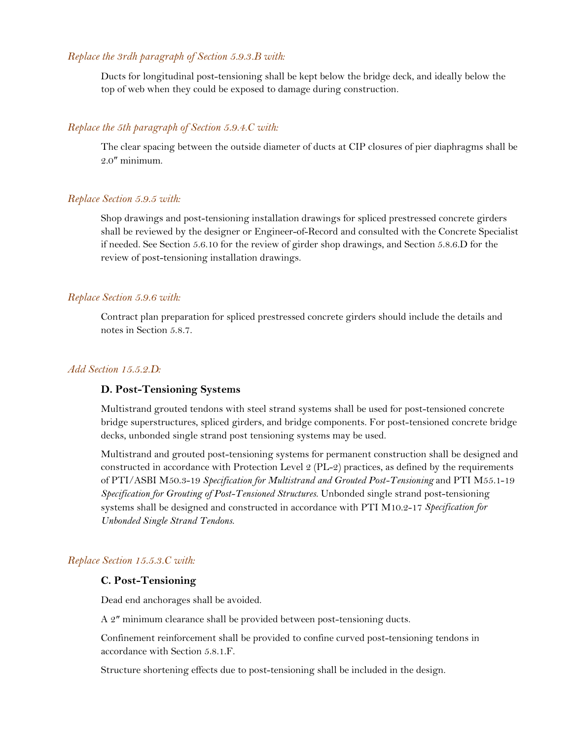*Replace the 3rdh paragraph of Section 5.9.3.B with:*

Ducts for longitudinal post-tensioning shall be kept below the bridge deck, and ideally below the top of web when they could be exposed to damage during construction.

*Replace the 5th paragraph of Section 5.9.4.C with:*

The clear spacing between the outside diameter of ducts at CIP closures of pier diaphragms shall be 2.0″ minimum.

*Replace Section 5.9.5 with:*

Shop drawings and post-tensioning installation drawings for spliced prestressed concrete girders shall be reviewed by the designer or Engineer-of-Record and consulted with the Concrete Specialist if needed. See Section 5.6.10 for the review of girder shop drawings, and Section 5.8.6.D for the review of post-tensioning installation drawings.

*Replace Section 5.9.6 with:*

Contract plan preparation for spliced prestressed concrete girders should include the details and notes in Section 5.8.7.

*Add Section 15.5.2.D:*

**D. Post-Tensioning Systems**

Multistrand grouted tendons with steel strand systems shall be used for post-tensioned concrete bridge superstructures, spliced girders, and bridge components. For post-tensioned concrete bridge decks, unbonded single strand post tensioning systems may be used.

Multistrand and grouted post-tensioning systems for permanent construction shall be designed and constructed in accordance with Protection Level 2 (PL-2) practices, as defined by the requirements of PTI/ASBI M50.3-19 *Specification for Multistrand and Grouted Post-Tensioning* and PTI M55.1-19 *Specification for Grouting of Post-Tensioned Structures*. Unbonded single strand post-tensioning systems shall be designed and constructed in accordance with PTI M10.2-17 *Specification for Unbonded Single Strand Tendons*.

*Replace Section 15.5.3.C with:*

**C. Post-Tensioning**

Dead end anchorages shall be avoided.

A 2″ minimum clearance shall be provided between post-tensioning ducts.

Confinement reinforcement shall be provided to confine curved post-tensioning tendons in accordance with Section 5.8.1.F.

Structure shortening effects due to post-tensioning shall be included in the design.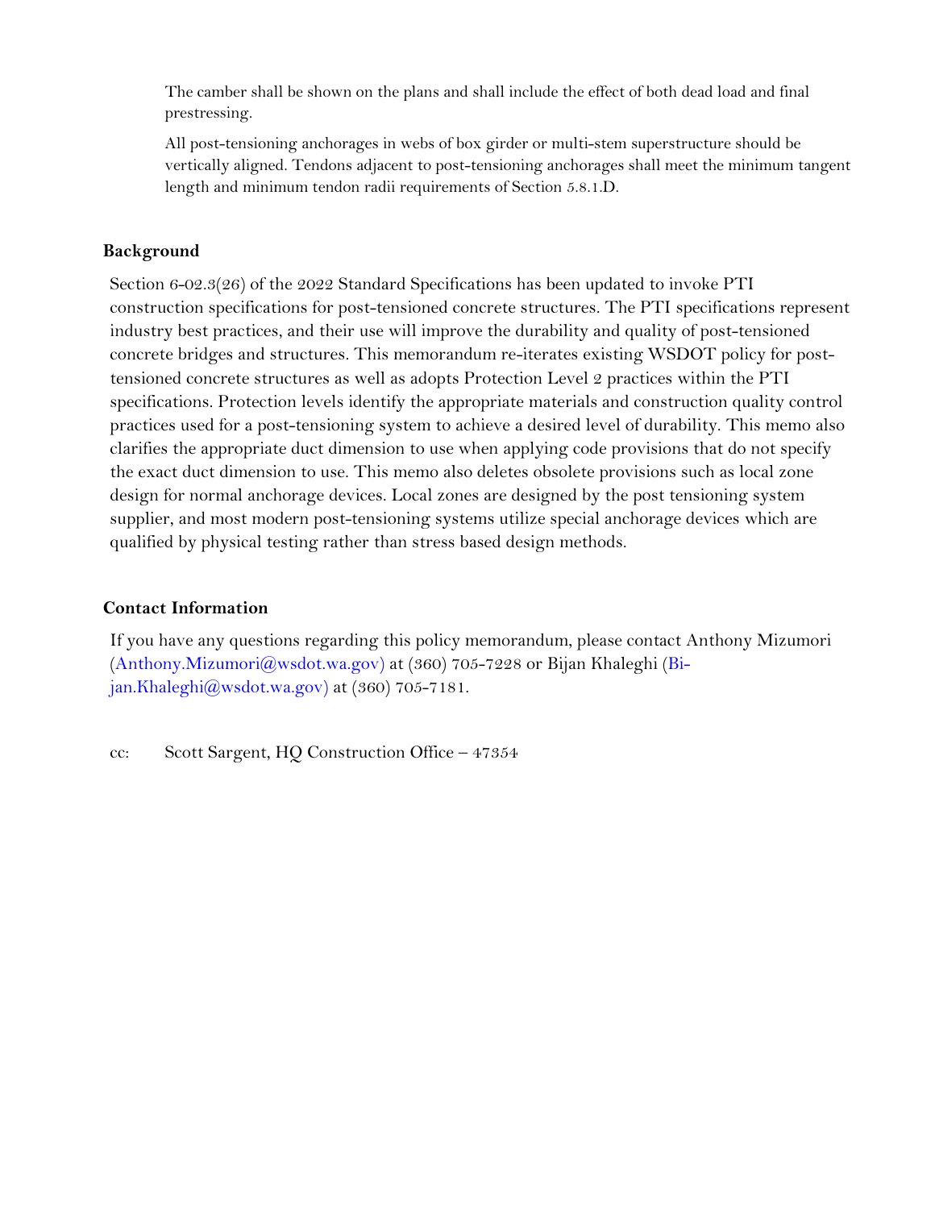The camber shall be shown on the plans and shall include the effect of both dead load and final prestressing.

All post-tensioning anchorages in webs of box girder or multi-stem superstructure should be vertically aligned. Tendons adjacent to post-tensioning anchorages shall meet the minimum tangent length and minimum tendon radii requirements of Section 5.8.1.D.

## Background

Section 6-02.3(26) of the 2022 Standard Specifications has been updated to invoke PTI construction specifications for post-tensioned concrete structures. The PTI specifications represent industry best practices, and their use will improve the durability and quality of post-tensioned concrete bridges and structures. This memorandum re-iterates existing WSDOT policy for post-tensioned concrete structures as well as adopts Protection Level 2 practices within the PTI specifications. Protection levels identify the appropriate materials and construction quality control practices used for a post-tensioning system to achieve a desired level of durability. This memo also clarifies the appropriate duct dimension to use when applying code provisions that do not specify the exact duct dimension to use. This memo also deletes obsolete provisions such as local zone design for normal anchorage devices. Local zones are designed by the post tensioning system supplier, and most modern post-tensioning systems utilize special anchorage devices which are qualified by physical testing rather than stress based design methods.

## Contact Information

If you have any questions regarding this policy memorandum, please contact Anthony Mizumori (Anthony.Mizumori@wsdot.wa.gov) at (360) 705-7228 or Bijan Khaleghi (Bijan.Khaleghi@wsdot.wa.gov) at (360) 705-7181.

cc: Scott Sargent, HQ Construction Office – 47354